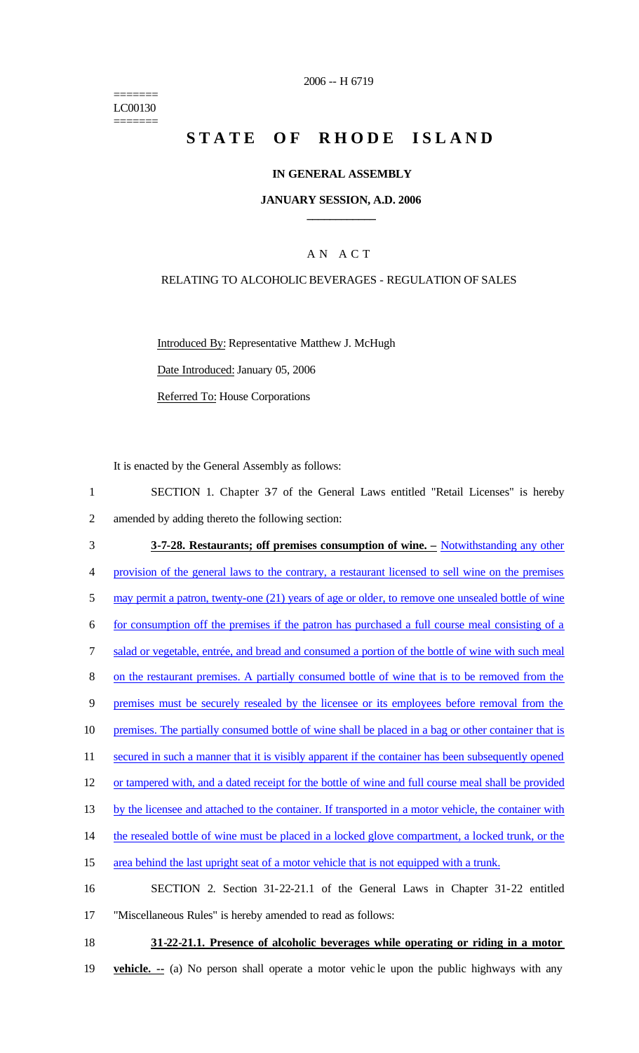2006 -- H 6719

=======
LC00130
=======

# STATE OF RHODE ISLAND

## IN GENERAL ASSEMBLY

### JANUARY SESSION, A.D. 2006

---

## A N A C T

### RELATING TO ALCOHOLIC BEVERAGES - REGULATION OF SALES

Introduced By: Representative Matthew J. McHugh

Date Introduced: January 05, 2006

Referred To: House Corporations

It is enacted by the General Assembly as follows:

1 SECTION 1. Chapter 3-7 of the General Laws entitled "Retail Licenses" is hereby
2 amended by adding thereto the following section:

3 **3-7-28. Restaurants; off premises consumption of wine. –** Notwithstanding any other
4 provision of the general laws to the contrary, a restaurant licensed to sell wine on the premises
5 may permit a patron, twenty-one (21) years of age or older, to remove one unsealed bottle of wine
6 for consumption off the premises if the patron has purchased a full course meal consisting of a
7 salad or vegetable, entrée, and bread and consumed a portion of the bottle of wine with such meal
8 on the restaurant premises. A partially consumed bottle of wine that is to be removed from the
9 premises must be securely resealed by the licensee or its employees before removal from the
10 premises. The partially consumed bottle of wine shall be placed in a bag or other container that is
11 secured in such a manner that it is visibly apparent if the container has been subsequently opened
12 or tampered with, and a dated receipt for the bottle of wine and full course meal shall be provided
13 by the licensee and attached to the container. If transported in a motor vehicle, the container with
14 the resealed bottle of wine must be placed in a locked glove compartment, a locked trunk, or the
15 area behind the last upright seat of a motor vehicle that is not equipped with a trunk.

16 SECTION 2. Section 31-22-21.1 of the General Laws in Chapter 31-22 entitled
17 "Miscellaneous Rules" is hereby amended to read as follows:

18 **31-22-21.1. Presence of alcoholic beverages while operating or riding in a motor**
19 **vehicle. --** (a) No person shall operate a motor vehicle upon the public highways with any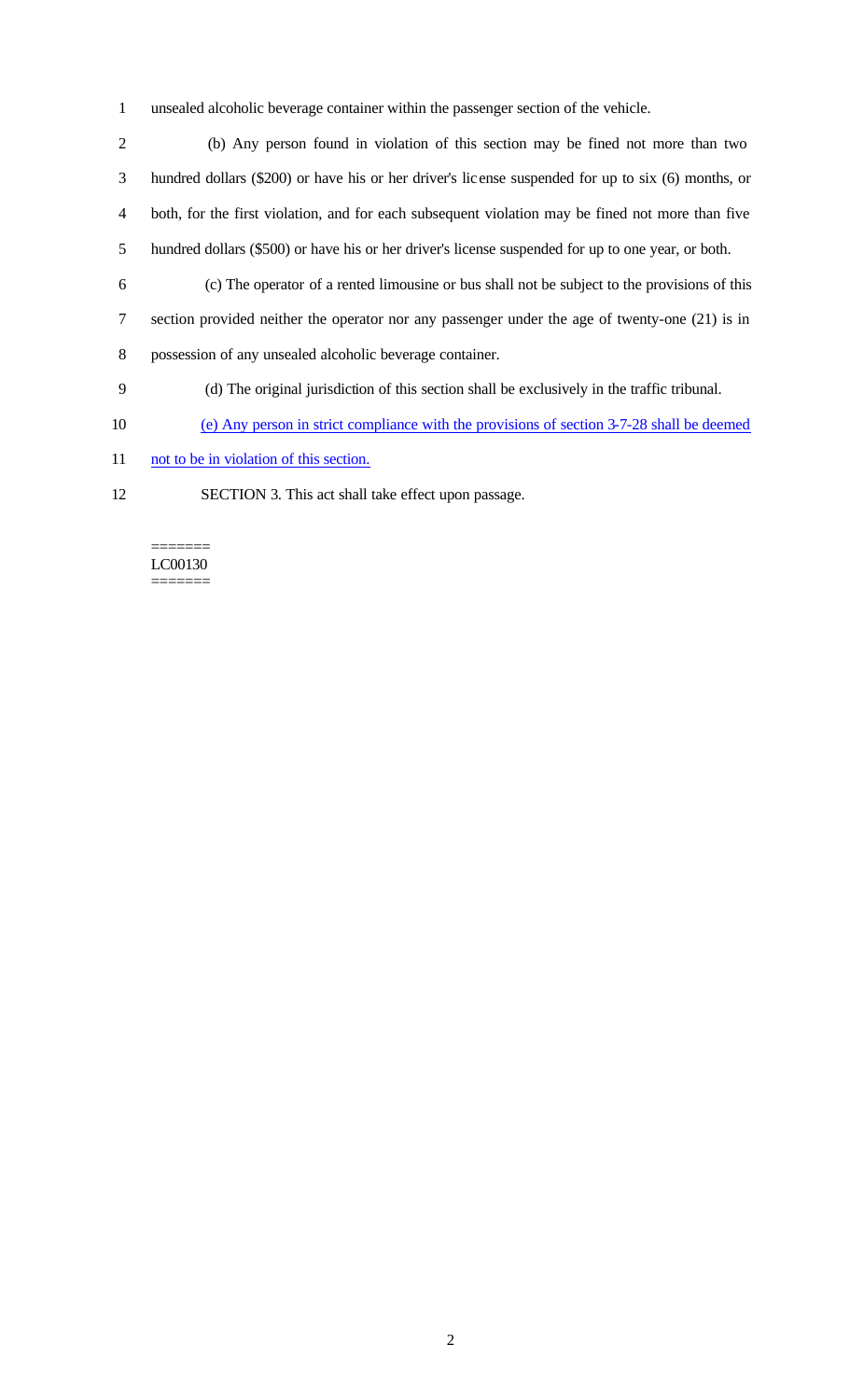unsealed alcoholic beverage container within the passenger section of the vehicle.

(b) Any person found in violation of this section may be fined not more than two hundred dollars ($200) or have his or her driver's license suspended for up to six (6) months, or both, for the first violation, and for each subsequent violation may be fined not more than five hundred dollars ($500) or have his or her driver's license suspended for up to one year, or both.

(c) The operator of a rented limousine or bus shall not be subject to the provisions of this section provided neither the operator nor any passenger under the age of twenty-one (21) is in possession of any unsealed alcoholic beverage container.

(d) The original jurisdiction of this section shall be exclusively in the traffic tribunal.

<u>(e) Any person in strict compliance with the provisions of section 3-7-28 shall be deemed not to be in violation of this section.</u>

SECTION 3. This act shall take effect upon passage.

=======
LC00130
=======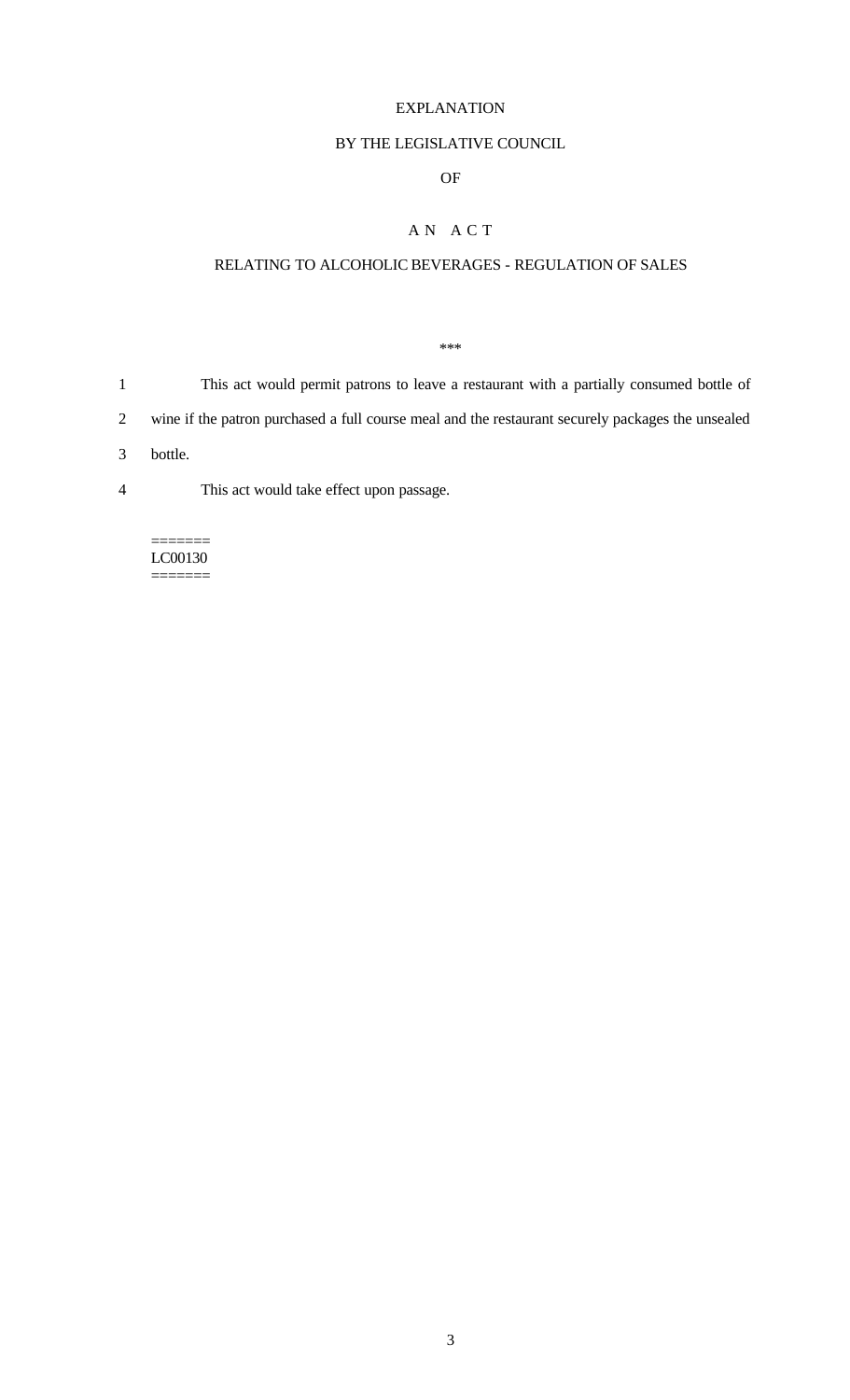EXPLANATION

BY THE LEGISLATIVE COUNCIL

OF

A N A C T

RELATING TO ALCOHOLIC BEVERAGES - REGULATION OF SALES

***

1 This act would permit patrons to leave a restaurant with a partially consumed bottle of
2 wine if the patron purchased a full course meal and the restaurant securely packages the unsealed
3 bottle.
4 This act would take effect upon passage.

=======
LC00130
=======